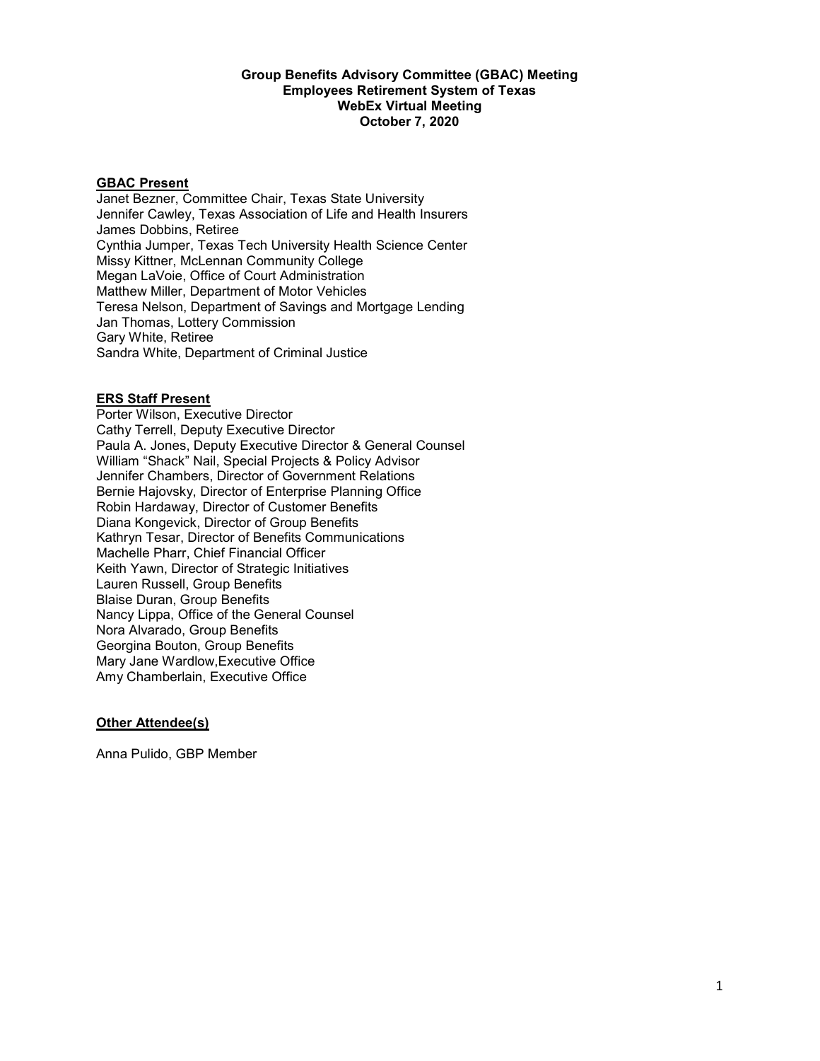**Group Benefits Advisory Committee (GBAC) Meeting**
**Employees Retirement System of Texas**
**WebEx Virtual Meeting**
**October 7, 2020**

**GBAC Present**

Janet Bezner, Committee Chair, Texas State University
Jennifer Cawley, Texas Association of Life and Health Insurers
James Dobbins, Retiree
Cynthia Jumper, Texas Tech University Health Science Center
Missy Kittner, McLennan Community College
Megan LaVoie, Office of Court Administration
Matthew Miller, Department of Motor Vehicles
Teresa Nelson, Department of Savings and Mortgage Lending
Jan Thomas, Lottery Commission
Gary White, Retiree
Sandra White, Department of Criminal Justice

**ERS Staff Present**

Porter Wilson, Executive Director
Cathy Terrell, Deputy Executive Director
Paula A. Jones, Deputy Executive Director & General Counsel
William "Shack" Nail, Special Projects & Policy Advisor
Jennifer Chambers, Director of Government Relations
Bernie Hajovsky, Director of Enterprise Planning Office
Robin Hardaway, Director of Customer Benefits
Diana Kongevick, Director of Group Benefits
Kathryn Tesar, Director of Benefits Communications
Machelle Pharr, Chief Financial Officer
Keith Yawn, Director of Strategic Initiatives
Lauren Russell, Group Benefits
Blaise Duran, Group Benefits
Nancy Lippa, Office of the General Counsel
Nora Alvarado, Group Benefits
Georgina Bouton, Group Benefits
Mary Jane Wardlow,Executive Office
Amy Chamberlain, Executive Office

**Other Attendee(s)**

Anna Pulido, GBP Member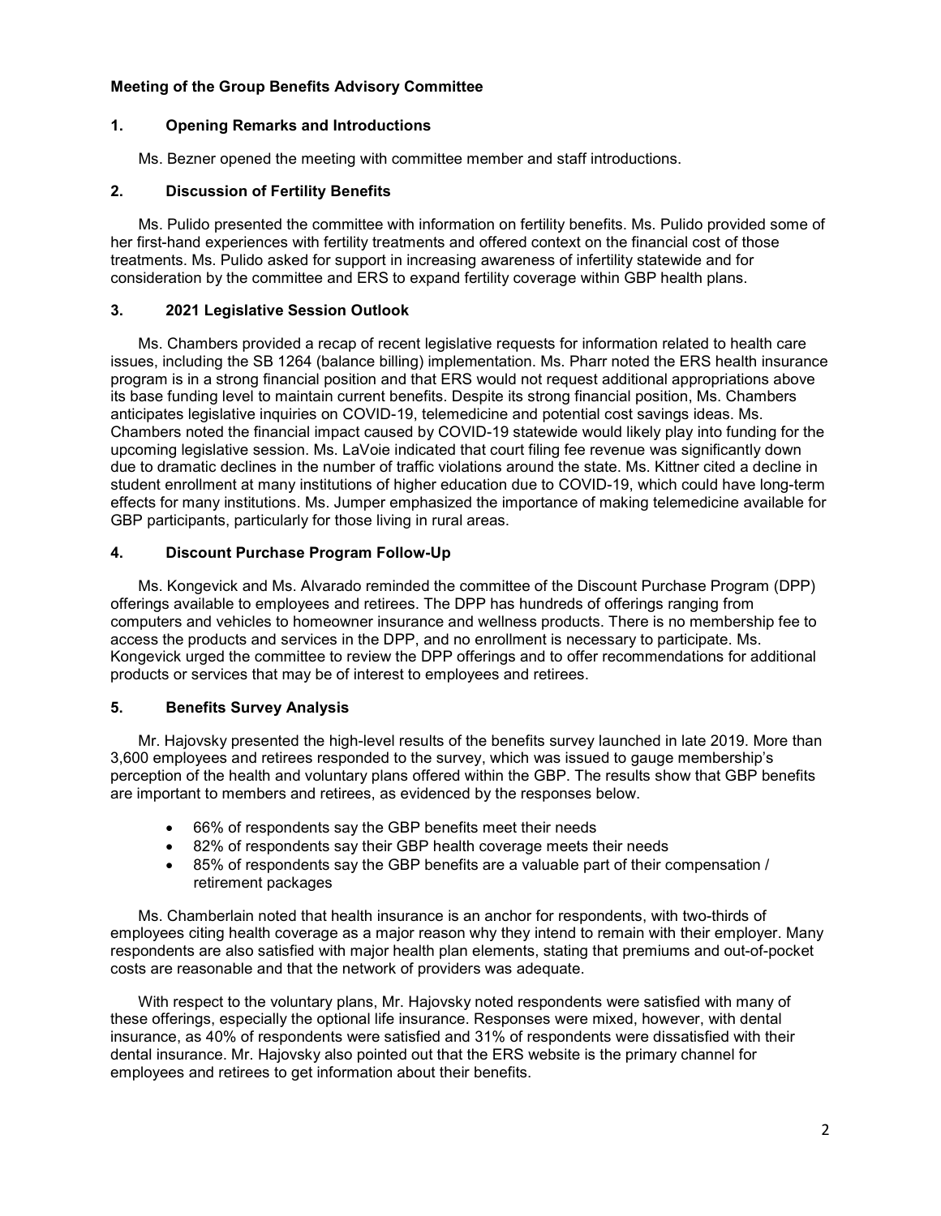**Meeting of the Group Benefits Advisory Committee**

## 1. Opening Remarks and Introductions

Ms. Bezner opened the meeting with committee member and staff introductions.

## 2. Discussion of Fertility Benefits

Ms. Pulido presented the committee with information on fertility benefits. Ms. Pulido provided some of her first-hand experiences with fertility treatments and offered context on the financial cost of those treatments. Ms. Pulido asked for support in increasing awareness of infertility statewide and for consideration by the committee and ERS to expand fertility coverage within GBP health plans.

## 3. 2021 Legislative Session Outlook

Ms. Chambers provided a recap of recent legislative requests for information related to health care issues, including the SB 1264 (balance billing) implementation. Ms. Pharr noted the ERS health insurance program is in a strong financial position and that ERS would not request additional appropriations above its base funding level to maintain current benefits. Despite its strong financial position, Ms. Chambers anticipates legislative inquiries on COVID-19, telemedicine and potential cost savings ideas. Ms. Chambers noted the financial impact caused by COVID-19 statewide would likely play into funding for the upcoming legislative session. Ms. LaVoie indicated that court filing fee revenue was significantly down due to dramatic declines in the number of traffic violations around the state. Ms. Kittner cited a decline in student enrollment at many institutions of higher education due to COVID-19, which could have long-term effects for many institutions. Ms. Jumper emphasized the importance of making telemedicine available for GBP participants, particularly for those living in rural areas.

## 4. Discount Purchase Program Follow-Up

Ms. Kongevick and Ms. Alvarado reminded the committee of the Discount Purchase Program (DPP) offerings available to employees and retirees. The DPP has hundreds of offerings ranging from computers and vehicles to homeowner insurance and wellness products. There is no membership fee to access the products and services in the DPP, and no enrollment is necessary to participate. Ms. Kongevick urged the committee to review the DPP offerings and to offer recommendations for additional products or services that may be of interest to employees and retirees.

## 5. Benefits Survey Analysis

Mr. Hajovsky presented the high-level results of the benefits survey launched in late 2019. More than 3,600 employees and retirees responded to the survey, which was issued to gauge membership's perception of the health and voluntary plans offered within the GBP. The results show that GBP benefits are important to members and retirees, as evidenced by the responses below.

- 66% of respondents say the GBP benefits meet their needs
- 82% of respondents say their GBP health coverage meets their needs
- 85% of respondents say the GBP benefits are a valuable part of their compensation / retirement packages

Ms. Chamberlain noted that health insurance is an anchor for respondents, with two-thirds of employees citing health coverage as a major reason why they intend to remain with their employer. Many respondents are also satisfied with major health plan elements, stating that premiums and out-of-pocket costs are reasonable and that the network of providers was adequate.

With respect to the voluntary plans, Mr. Hajovsky noted respondents were satisfied with many of these offerings, especially the optional life insurance. Responses were mixed, however, with dental insurance, as 40% of respondents were satisfied and 31% of respondents were dissatisfied with their dental insurance. Mr. Hajovsky also pointed out that the ERS website is the primary channel for employees and retirees to get information about their benefits.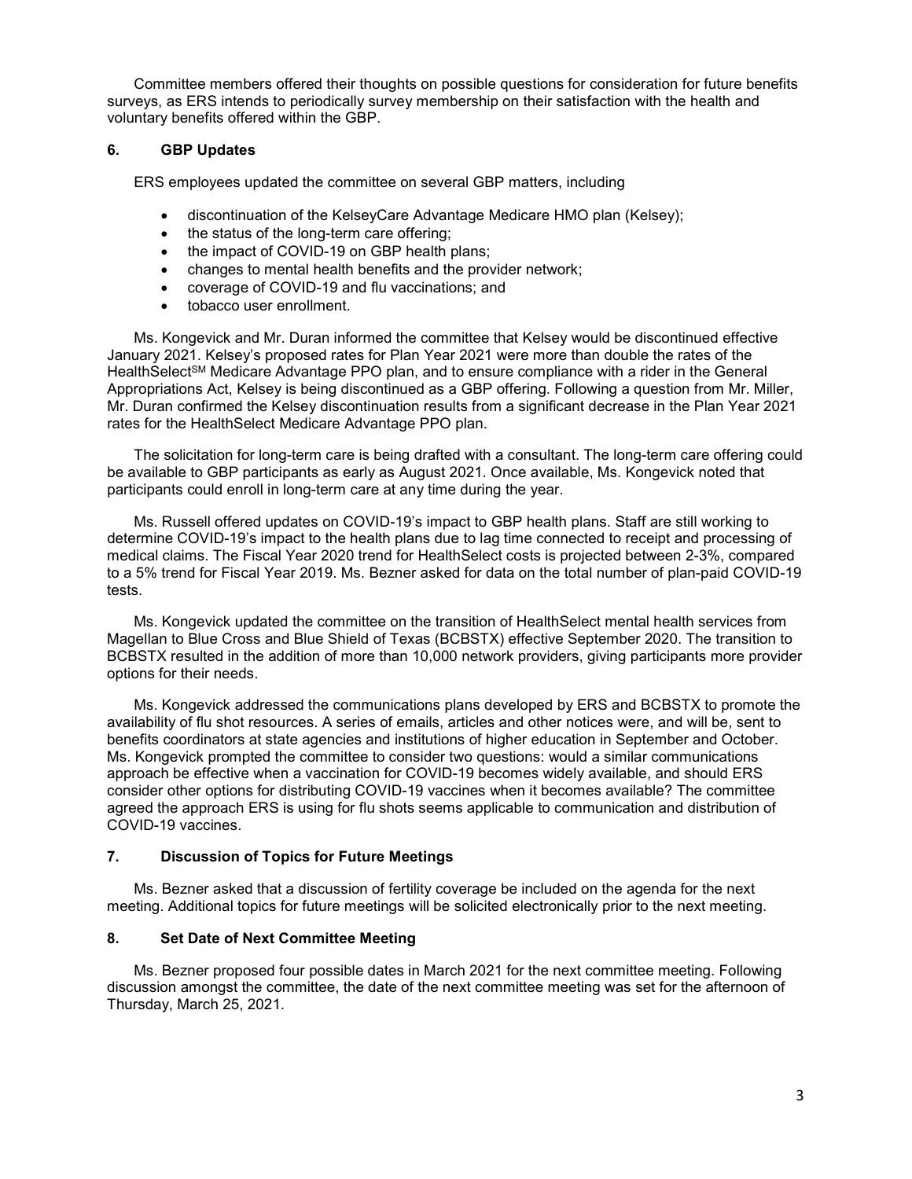Committee members offered their thoughts on possible questions for consideration for future benefits surveys, as ERS intends to periodically survey membership on their satisfaction with the health and voluntary benefits offered within the GBP.

## 6. GBP Updates

ERS employees updated the committee on several GBP matters, including

- discontinuation of the KelseyCare Advantage Medicare HMO plan (Kelsey);
- the status of the long-term care offering;
- the impact of COVID-19 on GBP health plans;
- changes to mental health benefits and the provider network;
- coverage of COVID-19 and flu vaccinations; and
- tobacco user enrollment.

Ms. Kongevick and Mr. Duran informed the committee that Kelsey would be discontinued effective January 2021. Kelsey's proposed rates for Plan Year 2021 were more than double the rates of the HealthSelect[SM] Medicare Advantage PPO plan, and to ensure compliance with a rider in the General Appropriations Act, Kelsey is being discontinued as a GBP offering. Following a question from Mr. Miller, Mr. Duran confirmed the Kelsey discontinuation results from a significant decrease in the Plan Year 2021 rates for the HealthSelect Medicare Advantage PPO plan.

The solicitation for long-term care is being drafted with a consultant. The long-term care offering could be available to GBP participants as early as August 2021. Once available, Ms. Kongevick noted that participants could enroll in long-term care at any time during the year.

Ms. Russell offered updates on COVID-19's impact to GBP health plans. Staff are still working to determine COVID-19's impact to the health plans due to lag time connected to receipt and processing of medical claims. The Fiscal Year 2020 trend for HealthSelect costs is projected between 2-3%, compared to a 5% trend for Fiscal Year 2019. Ms. Bezner asked for data on the total number of plan-paid COVID-19 tests.

Ms. Kongevick updated the committee on the transition of HealthSelect mental health services from Magellan to Blue Cross and Blue Shield of Texas (BCBSTX) effective September 2020. The transition to BCBSTX resulted in the addition of more than 10,000 network providers, giving participants more provider options for their needs.

Ms. Kongevick addressed the communications plans developed by ERS and BCBSTX to promote the availability of flu shot resources. A series of emails, articles and other notices were, and will be, sent to benefits coordinators at state agencies and institutions of higher education in September and October. Ms. Kongevick prompted the committee to consider two questions: would a similar communications approach be effective when a vaccination for COVID-19 becomes widely available, and should ERS consider other options for distributing COVID-19 vaccines when it becomes available? The committee agreed the approach ERS is using for flu shots seems applicable to communication and distribution of COVID-19 vaccines.

## 7. Discussion of Topics for Future Meetings

Ms. Bezner asked that a discussion of fertility coverage be included on the agenda for the next meeting. Additional topics for future meetings will be solicited electronically prior to the next meeting.

## 8. Set Date of Next Committee Meeting

Ms. Bezner proposed four possible dates in March 2021 for the next committee meeting. Following discussion amongst the committee, the date of the next committee meeting was set for the afternoon of Thursday, March 25, 2021.